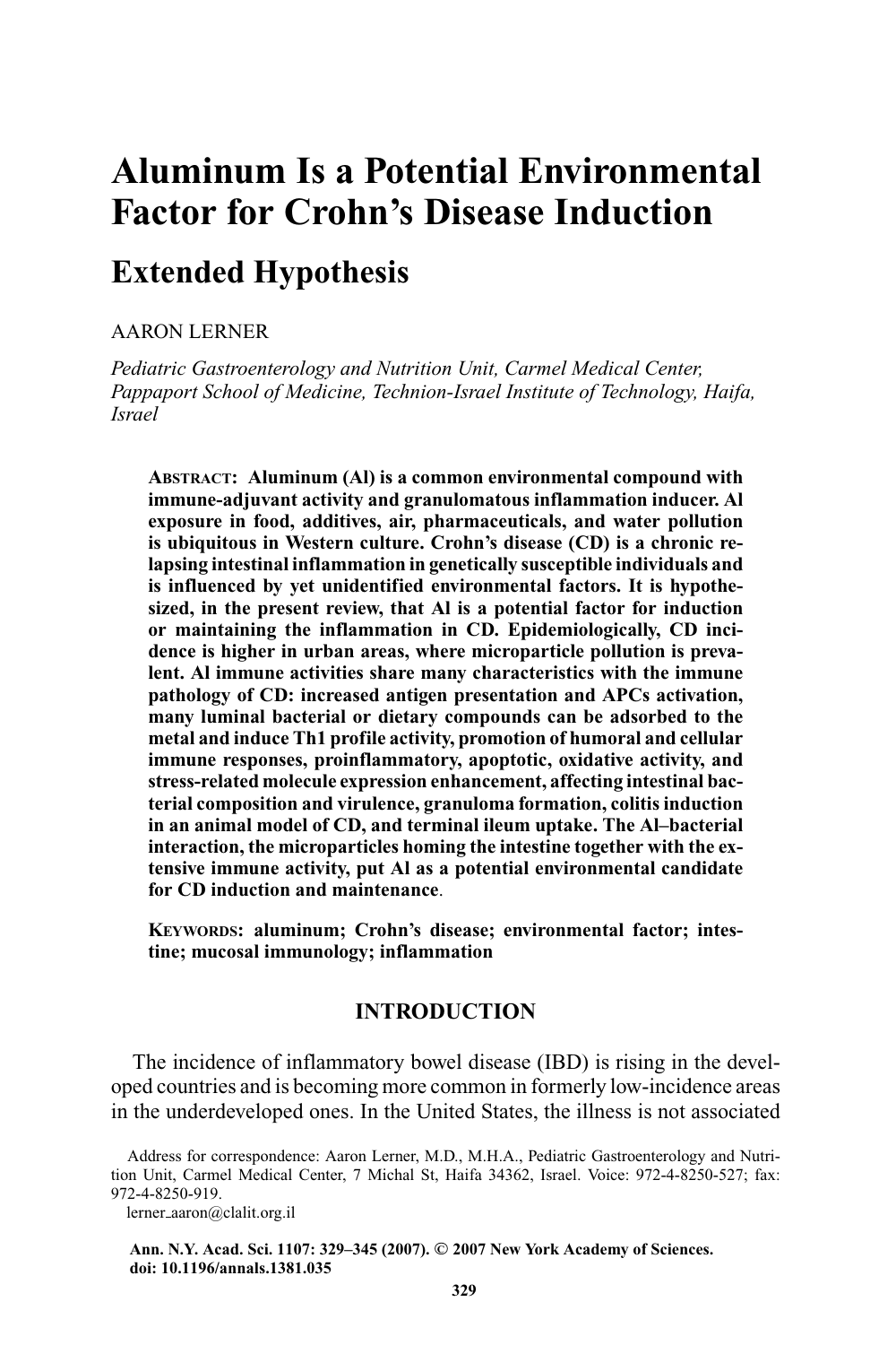# Aluminum Is a Potential Environmental Factor for Crohn's Disease Induction

## Extended Hypothesis

AARON LERNER

*Pediatric Gastroenterology and Nutrition Unit, Carmel Medical Center, Pappaport School of Medicine, Technion-Israel Institute of Technology, Haifa, Israel*

**ABSTRACT: Aluminum (Al) is a common environmental compound with immune-adjuvant activity and granulomatous inflammation inducer. Al exposure in food, additives, air, pharmaceuticals, and water pollution is ubiquitous in Western culture. Crohn's disease (CD) is a chronic relapsing intestinal inflammation in genetically susceptible individuals and is influenced by yet unidentified environmental factors. It is hypothesized, in the present review, that Al is a potential factor for induction or maintaining the inflammation in CD. Epidemiologically, CD incidence is higher in urban areas, where microparticle pollution is prevalent. Al immune activities share many characteristics with the immune pathology of CD: increased antigen presentation and APCs activation, many luminal bacterial or dietary compounds can be adsorbed to the metal and induce Th1 profile activity, promotion of humoral and cellular immune responses, proinflammatory, apoptotic, oxidative activity, and stress-related molecule expression enhancement, affecting intestinal bacterial composition and virulence, granuloma formation, colitis induction in an animal model of CD, and terminal ileum uptake. The Al–bacterial interaction, the microparticles homing the intestine together with the extensive immune activity, put Al as a potential environmental candidate for CD induction and maintenance.**

**KEYWORDS: aluminum; Crohn's disease; environmental factor; intestine; mucosal immunology; inflammation**

## INTRODUCTION

The incidence of inflammatory bowel disease (IBD) is rising in the developed countries and is becoming more common in formerly low-incidence areas in the underdeveloped ones. In the United States, the illness is not associated

Address for correspondence: Aaron Lerner, M.D., M.H.A., Pediatric Gastroenterology and Nutrition Unit, Carmel Medical Center, 7 Michal St, Haifa 34362, Israel. Voice: 972-4-8250-527; fax: 972-4-8250-919.

lerner_aaron@clalit.org.il

Ann. N.Y. Acad. Sci. 1107: 329–345 (2007). © 2007 New York Academy of Sciences.
doi: 10.1196/annals.1381.035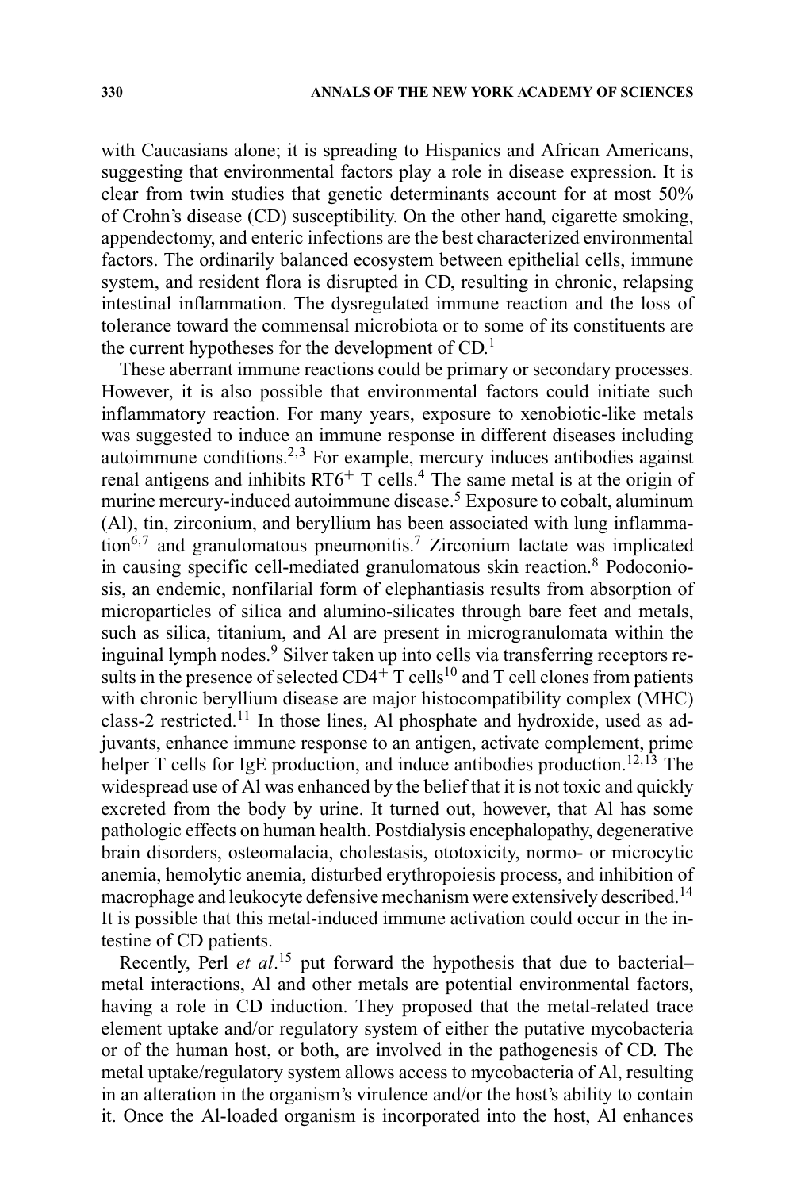with Caucasians alone; it is spreading to Hispanics and African Americans, suggesting that environmental factors play a role in disease expression. It is clear from twin studies that genetic determinants account for at most 50% of Crohn's disease (CD) susceptibility. On the other hand, cigarette smoking, appendectomy, and enteric infections are the best characterized environmental factors. The ordinarily balanced ecosystem between epithelial cells, immune system, and resident flora is disrupted in CD, resulting in chronic, relapsing intestinal inflammation. The dysregulated immune reaction and the loss of tolerance toward the commensal microbiota or to some of its constituents are the current hypotheses for the development of CD.[1]

These aberrant immune reactions could be primary or secondary processes. However, it is also possible that environmental factors could initiate such inflammatory reaction. For many years, exposure to xenobiotic-like metals was suggested to induce an immune response in different diseases including autoimmune conditions.[2,3] For example, mercury induces antibodies against renal antigens and inhibits $RT6^+$ T cells.[4] The same metal is at the origin of murine mercury-induced autoimmune disease.[5] Exposure to cobalt, aluminum (Al), tin, zirconium, and beryllium has been associated with lung inflammation[6,7] and granulomatous pneumonitis.[7] Zirconium lactate was implicated in causing specific cell-mediated granulomatous skin reaction.[8] Podoconiosis, an endemic, nonfilarial form of elephantiasis results from absorption of microparticles of silica and alumino-silicates through bare feet and metals, such as silica, titanium, and Al are present in microgranulomata within the inguinal lymph nodes.[9] Silver taken up into cells via transferring receptors results in the presence of selected $CD4^+$ T cells[10] and T cell clones from patients with chronic beryllium disease are major histocompatibility complex (MHC) class-2 restricted.[11] In those lines, Al phosphate and hydroxide, used as adjuvants, enhance immune response to an antigen, activate complement, prime helper T cells for IgE production, and induce antibodies production.[12,13] The widespread use of Al was enhanced by the belief that it is not toxic and quickly excreted from the body by urine. It turned out, however, that Al has some pathologic effects on human health. Postdialysis encephalopathy, degenerative brain disorders, osteomalacia, cholestasis, ototoxicity, normo- or microcytic anemia, hemolytic anemia, disturbed erythropoiesis process, and inhibition of macrophage and leukocyte defensive mechanism were extensively described.[14] It is possible that this metal-induced immune activation could occur in the intestine of CD patients.

Recently, Perl *et al*.[15] put forward the hypothesis that due to bacterial–metal interactions, Al and other metals are potential environmental factors, having a role in CD induction. They proposed that the metal-related trace element uptake and/or regulatory system of either the putative mycobacteria or of the human host, or both, are involved in the pathogenesis of CD. The metal uptake/regulatory system allows access to mycobacteria of Al, resulting in an alteration in the organism's virulence and/or the host's ability to contain it. Once the Al-loaded organism is incorporated into the host, Al enhances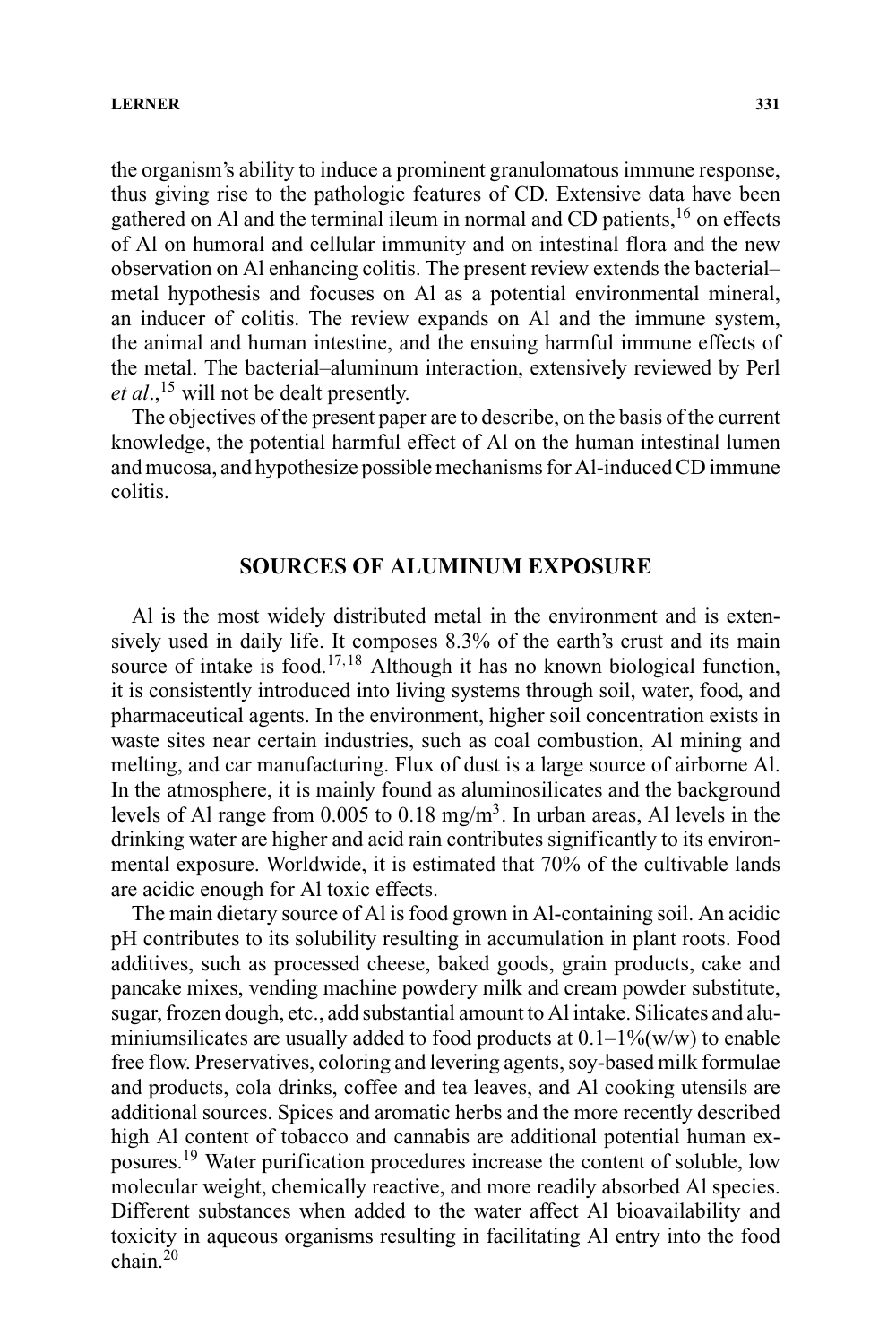the organism's ability to induce a prominent granulomatous immune response, thus giving rise to the pathologic features of CD. Extensive data have been gathered on Al and the terminal ileum in normal and CD patients,[16] on effects of Al on humoral and cellular immunity and on intestinal flora and the new observation on Al enhancing colitis. The present review extends the bacterial–metal hypothesis and focuses on Al as a potential environmental mineral, an inducer of colitis. The review expands on Al and the immune system, the animal and human intestine, and the ensuing harmful immune effects of the metal. The bacterial–aluminum interaction, extensively reviewed by Perl *et al*.,[15] will not be dealt presently.

The objectives of the present paper are to describe, on the basis of the current knowledge, the potential harmful effect of Al on the human intestinal lumen and mucosa, and hypothesize possible mechanisms for Al-induced CD immune colitis.

## SOURCES OF ALUMINUM EXPOSURE

Al is the most widely distributed metal in the environment and is extensively used in daily life. It composes 8.3% of the earth's crust and its main source of intake is food.[17,18] Although it has no known biological function, it is consistently introduced into living systems through soil, water, food, and pharmaceutical agents. In the environment, higher soil concentration exists in waste sites near certain industries, such as coal combustion, Al mining and melting, and car manufacturing. Flux of dust is a large source of airborne Al. In the atmosphere, it is mainly found as aluminosilicates and the background levels of Al range from 0.005 to 0.18 mg/m$^3$. In urban areas, Al levels in the drinking water are higher and acid rain contributes significantly to its environmental exposure. Worldwide, it is estimated that 70% of the cultivable lands are acidic enough for Al toxic effects.

The main dietary source of Al is food grown in Al-containing soil. An acidic pH contributes to its solubility resulting in accumulation in plant roots. Food additives, such as processed cheese, baked goods, grain products, cake and pancake mixes, vending machine powdery milk and cream powder substitute, sugar, frozen dough, etc., add substantial amount to Al intake. Silicates and aluminiumsilicates are usually added to food products at 0.1–1%(w/w) to enable free flow. Preservatives, coloring and levering agents, soy-based milk formulae and products, cola drinks, coffee and tea leaves, and Al cooking utensils are additional sources. Spices and aromatic herbs and the more recently described high Al content of tobacco and cannabis are additional potential human exposures.[19] Water purification procedures increase the content of soluble, low molecular weight, chemically reactive, and more readily absorbed Al species. Different substances when added to the water affect Al bioavailability and toxicity in aqueous organisms resulting in facilitating Al entry into the food chain.[20]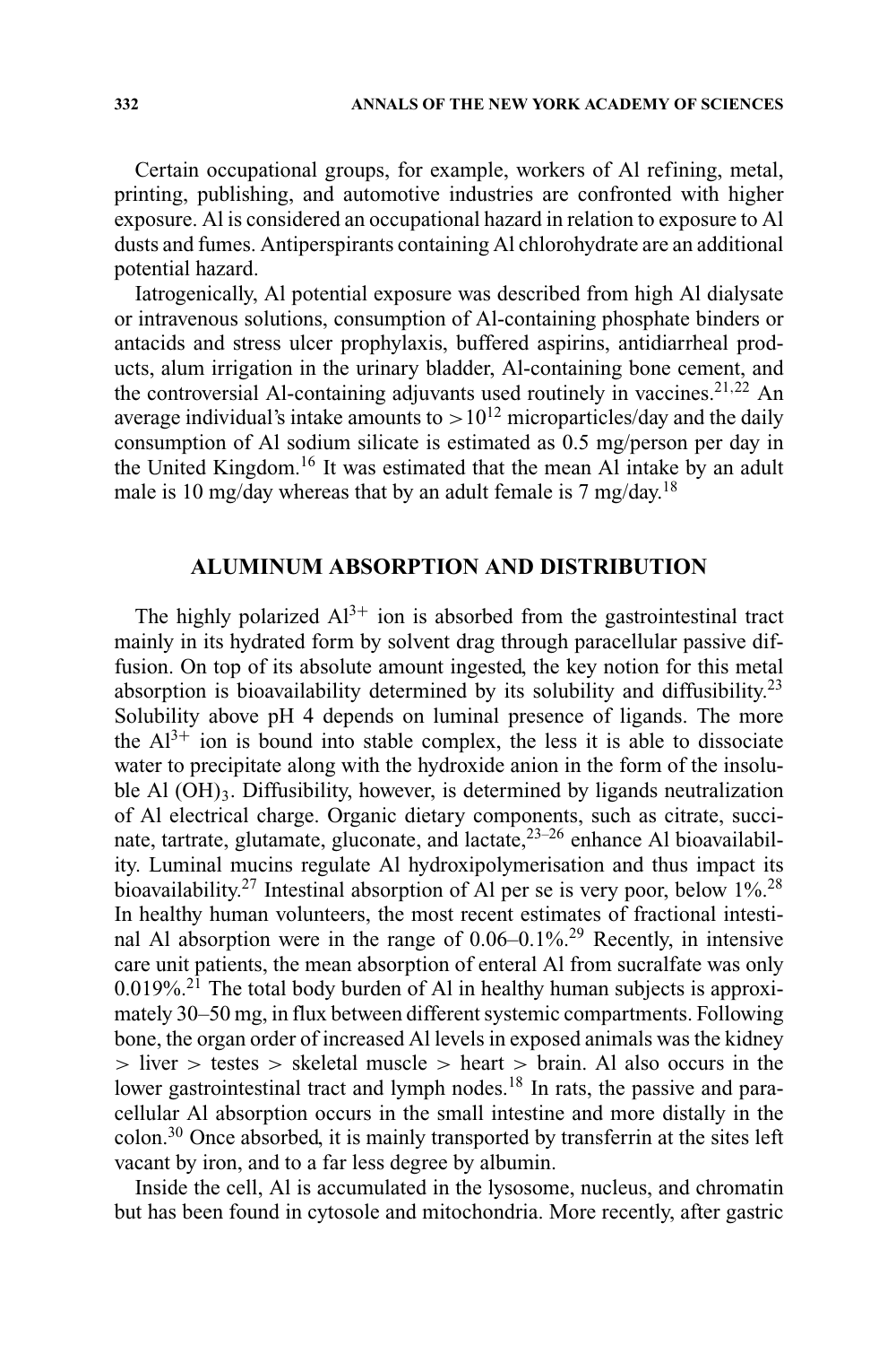Certain occupational groups, for example, workers of Al refining, metal, printing, publishing, and automotive industries are confronted with higher exposure. Al is considered an occupational hazard in relation to exposure to Al dusts and fumes. Antiperspirants containing Al chlorohydrate are an additional potential hazard.

Iatrogenically, Al potential exposure was described from high Al dialysate or intravenous solutions, consumption of Al-containing phosphate binders or antacids and stress ulcer prophylaxis, buffered aspirins, antidiarrheal products, alum irrigation in the urinary bladder, Al-containing bone cement, and the controversial Al-containing adjuvants used routinely in vaccines.[21,22] An average individual's intake amounts to $>10^{12}$ microparticles/day and the daily consumption of Al sodium silicate is estimated as 0.5 mg/person per day in the United Kingdom.[16] It was estimated that the mean Al intake by an adult male is 10 mg/day whereas that by an adult female is 7 mg/day.[18]

## ALUMINUM ABSORPTION AND DISTRIBUTION

The highly polarized $Al^{3+}$ ion is absorbed from the gastrointestinal tract mainly in its hydrated form by solvent drag through paracellular passive diffusion. On top of its absolute amount ingested, the key notion for this metal absorption is bioavailability determined by its solubility and diffusibility.[23] Solubility above pH 4 depends on luminal presence of ligands. The more the $Al^{3+}$ ion is bound into stable complex, the less it is able to dissociate water to precipitate along with the hydroxide anion in the form of the insoluble $Al(OH)_3$. Diffusibility, however, is determined by ligands neutralization of Al electrical charge. Organic dietary components, such as citrate, succinate, tartrate, glutamate, gluconate, and lactate,[23–26] enhance Al bioavailability. Luminal mucins regulate Al hydroxipolymerisation and thus impact its bioavailability.[27] Intestinal absorption of Al per se is very poor, below 1%.[28] In healthy human volunteers, the most recent estimates of fractional intestinal Al absorption were in the range of 0.06–0.1%.[29] Recently, in intensive care unit patients, the mean absorption of enteral Al from sucralfate was only 0.019%.[21] The total body burden of Al in healthy human subjects is approximately 30–50 mg, in flux between different systemic compartments. Following bone, the organ order of increased Al levels in exposed animals was the kidney > liver > testes > skeletal muscle > heart > brain. Al also occurs in the lower gastrointestinal tract and lymph nodes.[18] In rats, the passive and paracellular Al absorption occurs in the small intestine and more distally in the colon.[30] Once absorbed, it is mainly transported by transferrin at the sites left vacant by iron, and to a far less degree by albumin.

Inside the cell, Al is accumulated in the lysosome, nucleus, and chromatin but has been found in cytosole and mitochondria. More recently, after gastric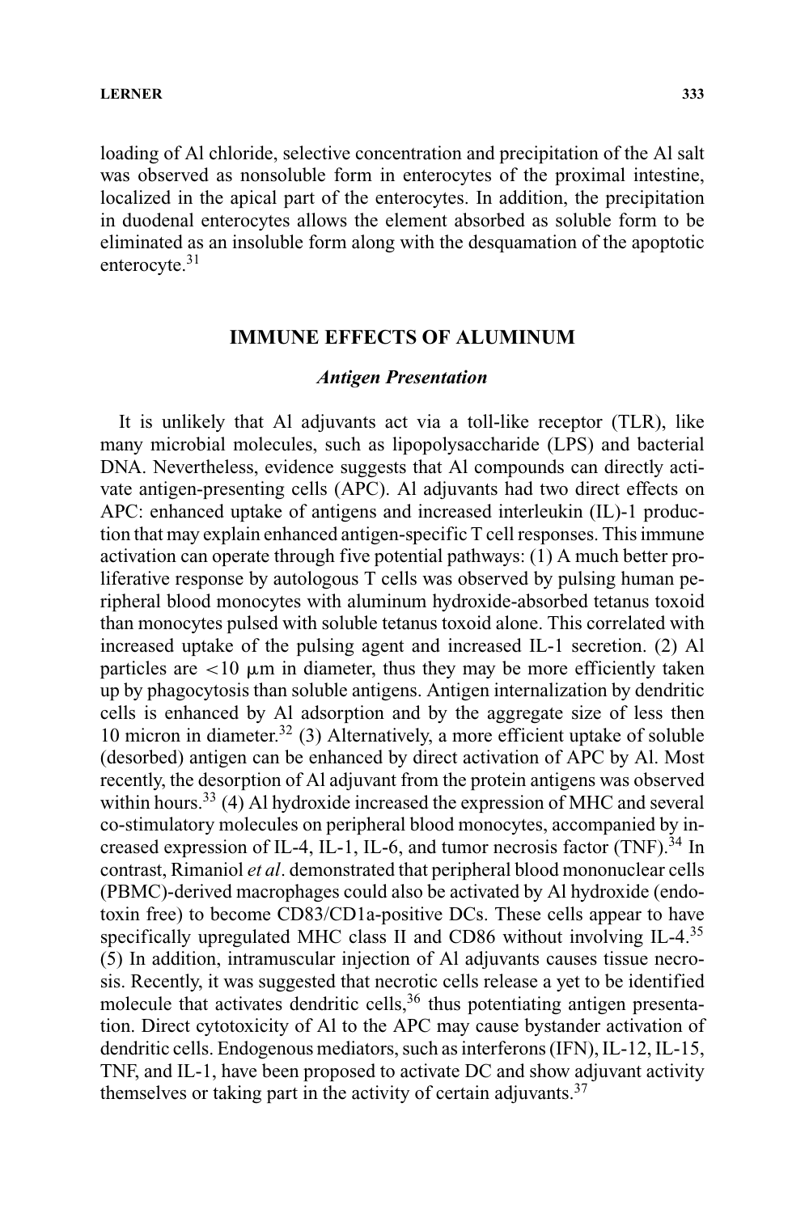loading of Al chloride, selective concentration and precipitation of the Al salt was observed as nonsoluble form in enterocytes of the proximal intestine, localized in the apical part of the enterocytes. In addition, the precipitation in duodenal enterocytes allows the element absorbed as soluble form to be eliminated as an insoluble form along with the desquamation of the apoptotic enterocyte.[31]

## IMMUNE EFFECTS OF ALUMINUM

### *Antigen Presentation*

It is unlikely that Al adjuvants act via a toll-like receptor (TLR), like many microbial molecules, such as lipopolysaccharide (LPS) and bacterial DNA. Nevertheless, evidence suggests that Al compounds can directly activate antigen-presenting cells (APC). Al adjuvants had two direct effects on APC: enhanced uptake of antigens and increased interleukin (IL)-1 production that may explain enhanced antigen-specific T cell responses. This immune activation can operate through five potential pathways: (1) A much better proliferative response by autologous T cells was observed by pulsing human peripheral blood monocytes with aluminum hydroxide-absorbed tetanus toxoid than monocytes pulsed with soluble tetanus toxoid alone. This correlated with increased uptake of the pulsing agent and increased IL-1 secretion. (2) Al particles are $<10$ μm in diameter, thus they may be more efficiently taken up by phagocytosis than soluble antigens. Antigen internalization by dendritic cells is enhanced by Al adsorption and by the aggregate size of less then 10 micron in diameter.[32] (3) Alternatively, a more efficient uptake of soluble (desorbed) antigen can be enhanced by direct activation of APC by Al. Most recently, the desorption of Al adjuvant from the protein antigens was observed within hours.[33] (4) Al hydroxide increased the expression of MHC and several co-stimulatory molecules on peripheral blood monocytes, accompanied by increased expression of IL-4, IL-1, IL-6, and tumor necrosis factor (TNF).[34] In contrast, Rimaniol *et al*. demonstrated that peripheral blood mononuclear cells (PBMC)-derived macrophages could also be activated by Al hydroxide (endotoxin free) to become CD83/CD1a-positive DCs. These cells appear to have specifically upregulated MHC class II and CD86 without involving IL-4.[35] (5) In addition, intramuscular injection of Al adjuvants causes tissue necrosis. Recently, it was suggested that necrotic cells release a yet to be identified molecule that activates dendritic cells,[36] thus potentiating antigen presentation. Direct cytotoxicity of Al to the APC may cause bystander activation of dendritic cells. Endogenous mediators, such as interferons (IFN), IL-12, IL-15, TNF, and IL-1, have been proposed to activate DC and show adjuvant activity themselves or taking part in the activity of certain adjuvants.[37]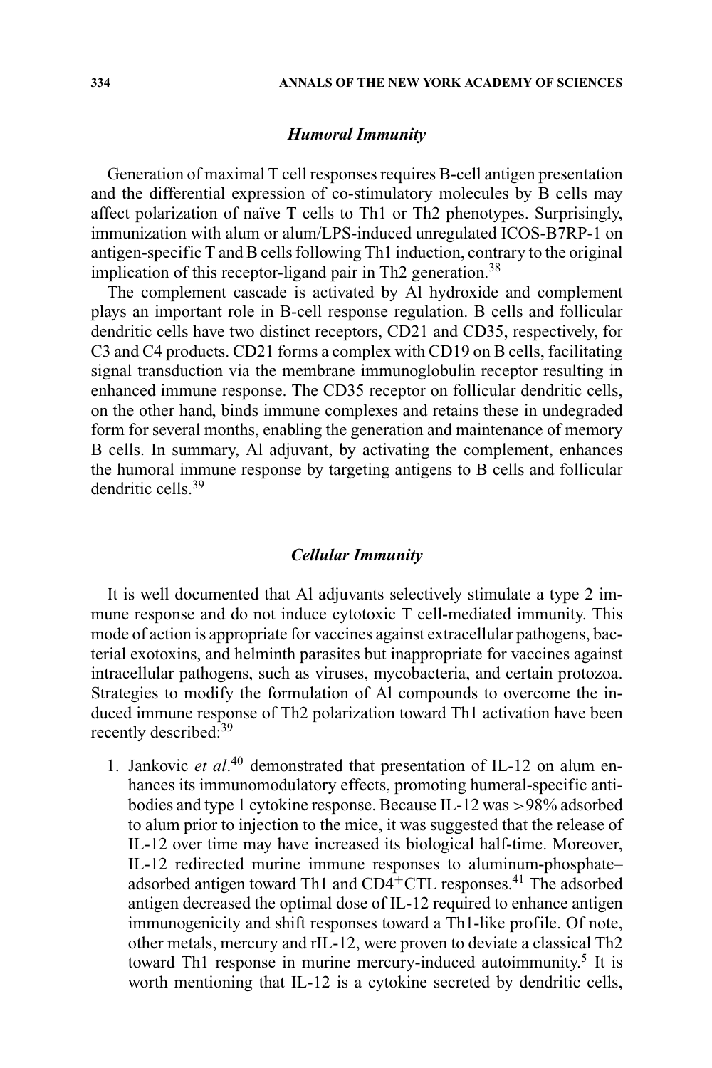### *Humoral Immunity*

Generation of maximal T cell responses requires B-cell antigen presentation and the differential expression of co-stimulatory molecules by B cells may affect polarization of naïve T cells to Th1 or Th2 phenotypes. Surprisingly, immunization with alum or alum/LPS-induced unregulated ICOS-B7RP-1 on antigen-specific T and B cells following Th1 induction, contrary to the original implication of this receptor-ligand pair in Th2 generation.[38]

The complement cascade is activated by Al hydroxide and complement plays an important role in B-cell response regulation. B cells and follicular dendritic cells have two distinct receptors, CD21 and CD35, respectively, for C3 and C4 products. CD21 forms a complex with CD19 on B cells, facilitating signal transduction via the membrane immunoglobulin receptor resulting in enhanced immune response. The CD35 receptor on follicular dendritic cells, on the other hand, binds immune complexes and retains these in undegraded form for several months, enabling the generation and maintenance of memory B cells. In summary, Al adjuvant, by activating the complement, enhances the humoral immune response by targeting antigens to B cells and follicular dendritic cells.[39]

### *Cellular Immunity*

It is well documented that Al adjuvants selectively stimulate a type 2 immune response and do not induce cytotoxic T cell-mediated immunity. This mode of action is appropriate for vaccines against extracellular pathogens, bacterial exotoxins, and helminth parasites but inappropriate for vaccines against intracellular pathogens, such as viruses, mycobacteria, and certain protozoa. Strategies to modify the formulation of Al compounds to overcome the induced immune response of Th2 polarization toward Th1 activation have been recently described:[39]

1. Jankovic *et al*.[40] demonstrated that presentation of IL-12 on alum enhances its immunomodulatory effects, promoting humeral-specific antibodies and type 1 cytokine response. Because IL-12 was >98% adsorbed to alum prior to injection to the mice, it was suggested that the release of IL-12 over time may have increased its biological half-time. Moreover, IL-12 redirected murine immune responses to aluminum-phosphate–adsorbed antigen toward Th1 and $CD4^{+}$CTL responses.[41] The adsorbed antigen decreased the optimal dose of IL-12 required to enhance antigen immunogenicity and shift responses toward a Th1-like profile. Of note, other metals, mercury and rIL-12, were proven to deviate a classical Th2 toward Th1 response in murine mercury-induced autoimmunity.[5] It is worth mentioning that IL-12 is a cytokine secreted by dendritic cells,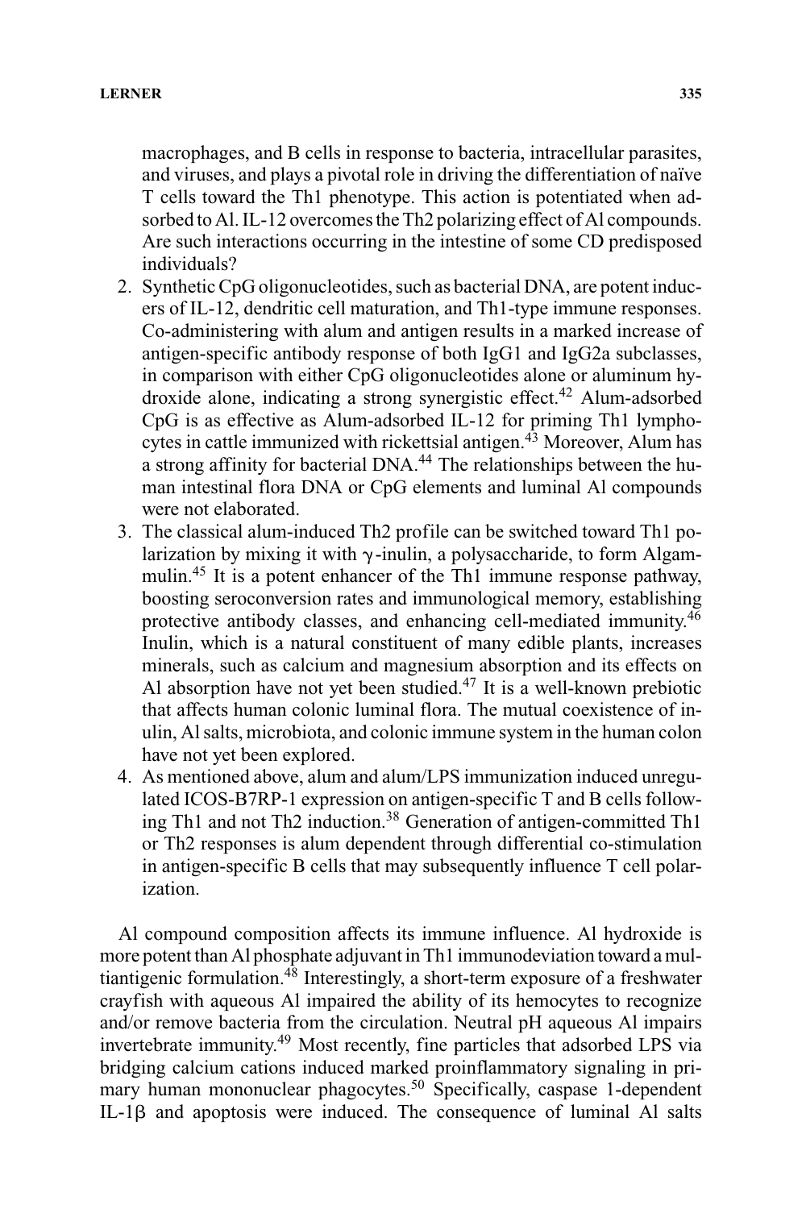macrophages, and B cells in response to bacteria, intracellular parasites, and viruses, and plays a pivotal role in driving the differentiation of naïve T cells toward the Th1 phenotype. This action is potentiated when adsorbed to Al. IL-12 overcomes the Th2 polarizing effect of Al compounds. Are such interactions occurring in the intestine of some CD predisposed individuals?

2. Synthetic CpG oligonucleotides, such as bacterial DNA, are potent inducers of IL-12, dendritic cell maturation, and Th1-type immune responses. Co-administering with alum and antigen results in a marked increase of antigen-specific antibody response of both IgG1 and IgG2a subclasses, in comparison with either CpG oligonucleotides alone or aluminum hydroxide alone, indicating a strong synergistic effect.[42] Alum-adsorbed CpG is as effective as Alum-adsorbed IL-12 for priming Th1 lymphocytes in cattle immunized with rickettsial antigen.[43] Moreover, Alum has a strong affinity for bacterial DNA.[44] The relationships between the human intestinal flora DNA or CpG elements and luminal Al compounds were not elaborated.
3. The classical alum-induced Th2 profile can be switched toward Th1 polarization by mixing it with $\gamma$-inulin, a polysaccharide, to form Algammulin.[45] It is a potent enhancer of the Th1 immune response pathway, boosting seroconversion rates and immunological memory, establishing protective antibody classes, and enhancing cell-mediated immunity.[46] Inulin, which is a natural constituent of many edible plants, increases minerals, such as calcium and magnesium absorption and its effects on Al absorption have not yet been studied.[47] It is a well-known prebiotic that affects human colonic luminal flora. The mutual coexistence of inulin, Al salts, microbiota, and colonic immune system in the human colon have not yet been explored.
4. As mentioned above, alum and alum/LPS immunization induced unregulated ICOS-B7RP-1 expression on antigen-specific T and B cells following Th1 and not Th2 induction.[38] Generation of antigen-committed Th1 or Th2 responses is alum dependent through differential co-stimulation in antigen-specific B cells that may subsequently influence T cell polarization.

Al compound composition affects its immune influence. Al hydroxide is more potent than Al phosphate adjuvant in Th1 immunodeviation toward a multiantigenic formulation.[48] Interestingly, a short-term exposure of a freshwater crayfish with aqueous Al impaired the ability of its hemocytes to recognize and/or remove bacteria from the circulation. Neutral pH aqueous Al impairs invertebrate immunity.[49] Most recently, fine particles that adsorbed LPS via bridging calcium cations induced marked proinflammatory signaling in primary human mononuclear phagocytes.[50] Specifically, caspase 1-dependent IL-1$\beta$ and apoptosis were induced. The consequence of luminal Al salts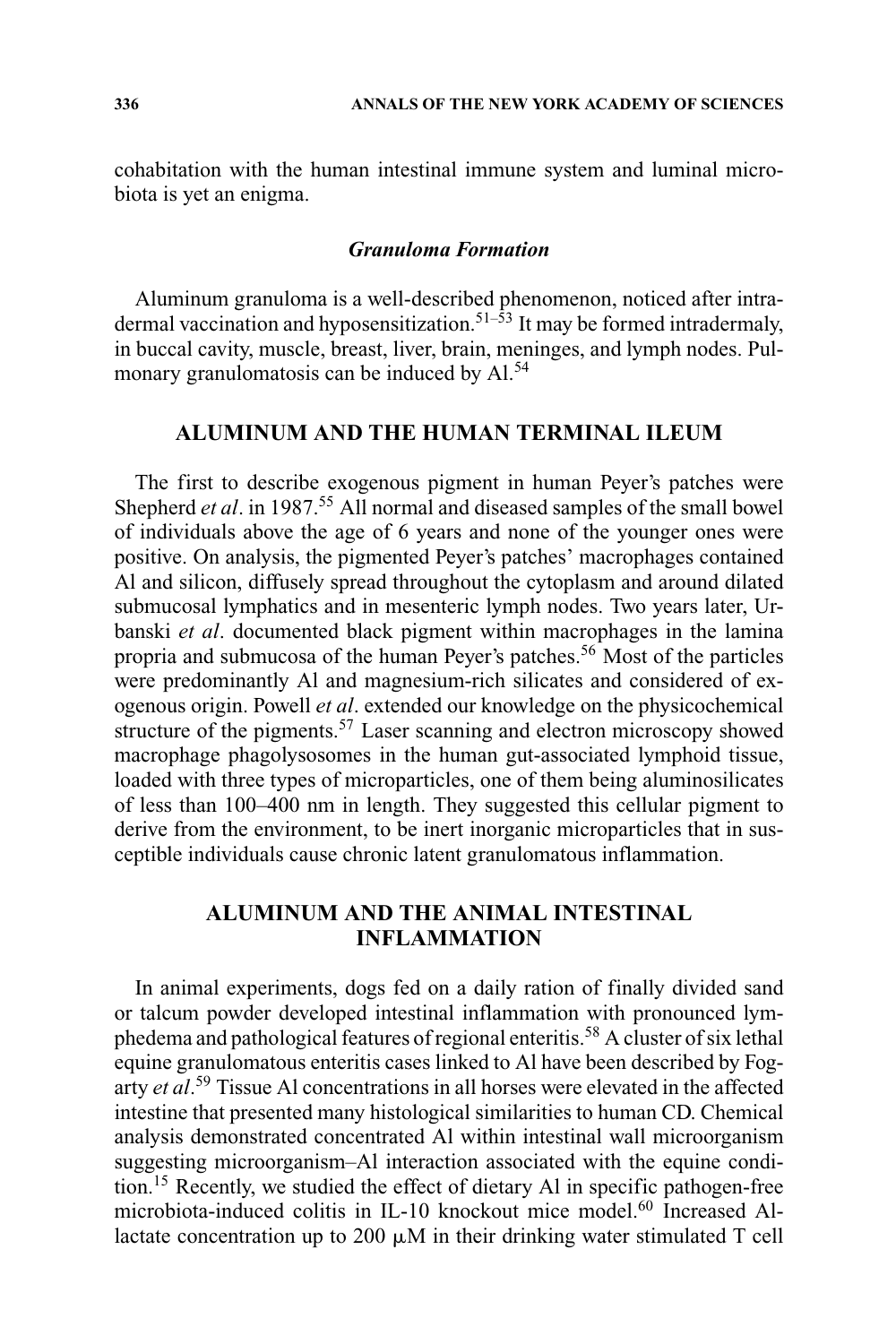cohabitation with the human intestinal immune system and luminal microbiota is yet an enigma.

### *Granuloma Formation*

Aluminum granuloma is a well-described phenomenon, noticed after intradermal vaccination and hyposensitization.[51–53] It may be formed intradermaly, in buccal cavity, muscle, breast, liver, brain, meninges, and lymph nodes. Pulmonary granulomatosis can be induced by Al.[54]

## ALUMINUM AND THE HUMAN TERMINAL ILEUM

The first to describe exogenous pigment in human Peyer's patches were Shepherd *et al*. in 1987.[55] All normal and diseased samples of the small bowel of individuals above the age of 6 years and none of the younger ones were positive. On analysis, the pigmented Peyer's patches' macrophages contained Al and silicon, diffusely spread throughout the cytoplasm and around dilated submucosal lymphatics and in mesenteric lymph nodes. Two years later, Urbanski *et al*. documented black pigment within macrophages in the lamina propria and submucosa of the human Peyer's patches.[56] Most of the particles were predominantly Al and magnesium-rich silicates and considered of exogenous origin. Powell *et al*. extended our knowledge on the physicochemical structure of the pigments.[57] Laser scanning and electron microscopy showed macrophage phagolysosomes in the human gut-associated lymphoid tissue, loaded with three types of microparticles, one of them being aluminosilicates of less than 100–400 nm in length. They suggested this cellular pigment to derive from the environment, to be inert inorganic microparticles that in susceptible individuals cause chronic latent granulomatous inflammation.

## ALUMINUM AND THE ANIMAL INTESTINAL INFLAMMATION

In animal experiments, dogs fed on a daily ration of finally divided sand or talcum powder developed intestinal inflammation with pronounced lymphedema and pathological features of regional enteritis.[58] A cluster of six lethal equine granulomatous enteritis cases linked to Al have been described by Fogarty *et al*.[59] Tissue Al concentrations in all horses were elevated in the affected intestine that presented many histological similarities to human CD. Chemical analysis demonstrated concentrated Al within intestinal wall microorganism suggesting microorganism–Al interaction associated with the equine condition.[15] Recently, we studied the effect of dietary Al in specific pathogen-free microbiota-induced colitis in IL-10 knockout mice model.[60] Increased Al-lactate concentration up to 200 μM in their drinking water stimulated T cell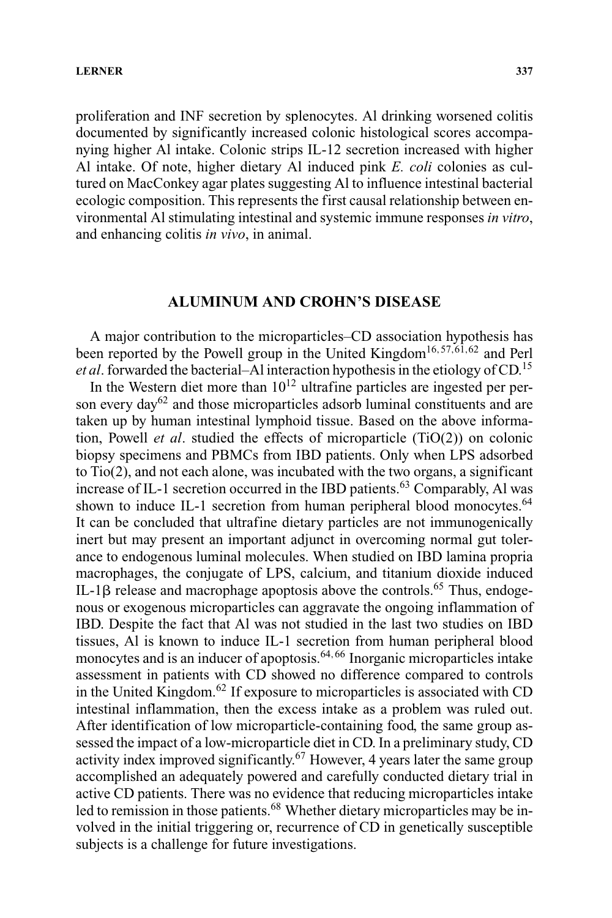proliferation and INF secretion by splenocytes. Al drinking worsened colitis documented by significantly increased colonic histological scores accompanying higher Al intake. Colonic strips IL-12 secretion increased with higher Al intake. Of note, higher dietary Al induced pink *E. coli* colonies as cultured on MacConkey agar plates suggesting Al to influence intestinal bacterial ecologic composition. This represents the first causal relationship between environmental Al stimulating intestinal and systemic immune responses *in vitro*, and enhancing colitis *in vivo*, in animal.

## ALUMINUM AND CROHN'S DISEASE

A major contribution to the microparticles–CD association hypothesis has been reported by the Powell group in the United Kingdom[16,57,61,62] and Perl *et al*. forwarded the bacterial–Al interaction hypothesis in the etiology of CD.[15]

In the Western diet more than $10^{12}$ ultrafine particles are ingested per person every day[62] and those microparticles adsorb luminal constituents and are taken up by human intestinal lymphoid tissue. Based on the above information, Powell *et al*. studied the effects of microparticle (TiO(2)) on colonic biopsy specimens and PBMCs from IBD patients. Only when LPS adsorbed to Tio(2), and not each alone, was incubated with the two organs, a significant increase of IL-1 secretion occurred in the IBD patients.[63] Comparably, Al was shown to induce IL-1 secretion from human peripheral blood monocytes.[64] It can be concluded that ultrafine dietary particles are not immunogenically inert but may present an important adjunct in overcoming normal gut tolerance to endogenous luminal molecules. When studied on IBD lamina propria macrophages, the conjugate of LPS, calcium, and titanium dioxide induced IL-1β release and macrophage apoptosis above the controls.[65] Thus, endogenous or exogenous microparticles can aggravate the ongoing inflammation of IBD. Despite the fact that Al was not studied in the last two studies on IBD tissues, Al is known to induce IL-1 secretion from human peripheral blood monocytes and is an inducer of apoptosis.[64,66] Inorganic microparticles intake assessment in patients with CD showed no difference compared to controls in the United Kingdom.[62] If exposure to microparticles is associated with CD intestinal inflammation, then the excess intake as a problem was ruled out. After identification of low microparticle-containing food, the same group assessed the impact of a low-microparticle diet in CD. In a preliminary study, CD activity index improved significantly.[67] However, 4 years later the same group accomplished an adequately powered and carefully conducted dietary trial in active CD patients. There was no evidence that reducing microparticles intake led to remission in those patients.[68] Whether dietary microparticles may be involved in the initial triggering or, recurrence of CD in genetically susceptible subjects is a challenge for future investigations.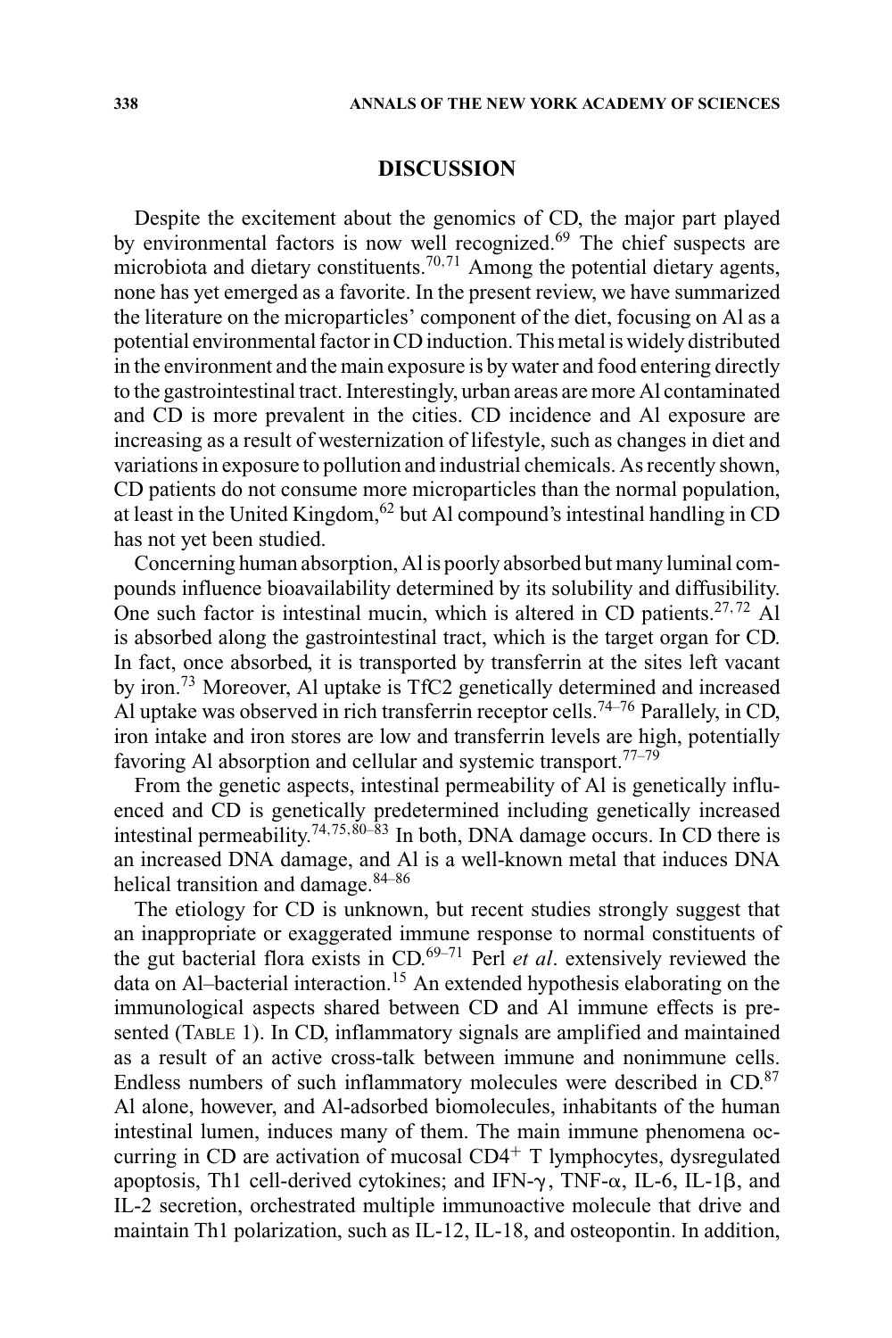## DISCUSSION

Despite the excitement about the genomics of CD, the major part played by environmental factors is now well recognized.[69] The chief suspects are microbiota and dietary constituents.[70,71] Among the potential dietary agents, none has yet emerged as a favorite. In the present review, we have summarized the literature on the microparticles' component of the diet, focusing on Al as a potential environmental factor in CD induction. This metal is widely distributed in the environment and the main exposure is by water and food entering directly to the gastrointestinal tract. Interestingly, urban areas are more Al contaminated and CD is more prevalent in the cities. CD incidence and Al exposure are increasing as a result of westernization of lifestyle, such as changes in diet and variations in exposure to pollution and industrial chemicals. As recently shown, CD patients do not consume more microparticles than the normal population, at least in the United Kingdom,[62] but Al compound's intestinal handling in CD has not yet been studied.

Concerning human absorption, Al is poorly absorbed but many luminal compounds influence bioavailability determined by its solubility and diffusibility. One such factor is intestinal mucin, which is altered in CD patients.[27,72] Al is absorbed along the gastrointestinal tract, which is the target organ for CD. In fact, once absorbed, it is transported by transferrin at the sites left vacant by iron.[73] Moreover, Al uptake is TfC2 genetically determined and increased Al uptake was observed in rich transferrin receptor cells.[74–76] Parallely, in CD, iron intake and iron stores are low and transferrin levels are high, potentially favoring Al absorption and cellular and systemic transport.[77–79]

From the genetic aspects, intestinal permeability of Al is genetically influenced and CD is genetically predetermined including genetically increased intestinal permeability.[74,75,80–83] In both, DNA damage occurs. In CD there is an increased DNA damage, and Al is a well-known metal that induces DNA helical transition and damage.[84–86]

The etiology for CD is unknown, but recent studies strongly suggest that an inappropriate or exaggerated immune response to normal constituents of the gut bacterial flora exists in CD.[69–71] Perl *et al*. extensively reviewed the data on Al–bacterial interaction.[15] An extended hypothesis elaborating on the immunological aspects shared between CD and Al immune effects is presented (TABLE 1). In CD, inflammatory signals are amplified and maintained as a result of an active cross-talk between immune and nonimmune cells. Endless numbers of such inflammatory molecules were described in CD.[87] Al alone, however, and Al-adsorbed biomolecules, inhabitants of the human intestinal lumen, induces many of them. The main immune phenomena occurring in CD are activation of mucosal $CD4^+$ T lymphocytes, dysregulated apoptosis, Th1 cell-derived cytokines; and IFN-$\gamma$, TNF-$\alpha$, IL-6, IL-1$\beta$, and IL-2 secretion, orchestrated multiple immunoactive molecule that drive and maintain Th1 polarization, such as IL-12, IL-18, and osteopontin. In addition,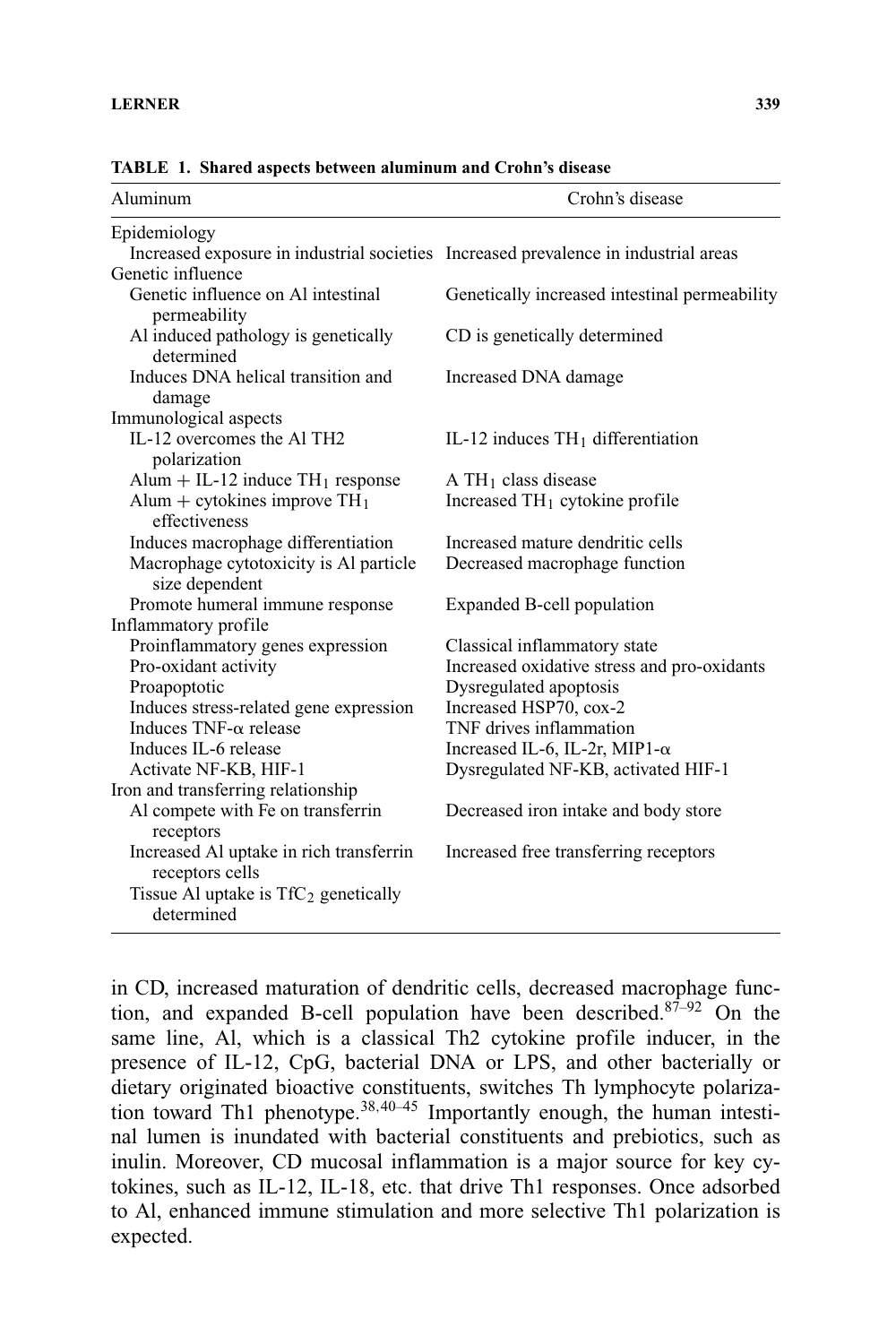**TABLE 1. Shared aspects between aluminum and Crohn's disease**

| Aluminum | Crohn's disease |
|---|---|
| Epidemiology | |
| Increased exposure in industrial societies | Increased prevalence in industrial areas |
| Genetic influence | |
| Genetic influence on Al intestinal permeability | Genetically increased intestinal permeability |
| Al induced pathology is genetically determined | CD is genetically determined |
| Induces DNA helical transition and damage | Increased DNA damage |
| Immunological aspects | |
| IL-12 overcomes the Al TH2 polarization | IL-12 induces $TH_1$ differentiation |
| Alum + IL-12 induce $TH_1$ response | A $TH_1$ class disease |
| Alum + cytokines improve $TH_1$ effectiveness | Increased $TH_1$ cytokine profile |
| Induces macrophage differentiation | Increased mature dendritic cells |
| Macrophage cytotoxicity is Al particle size dependent | Decreased macrophage function |
| Promote humeral immune response | Expanded B-cell population |
| Inflammatory profile | |
| Proinflammatory genes expression | Classical inflammatory state |
| Pro-oxidant activity | Increased oxidative stress and pro-oxidants |
| Proapoptotic | Dysregulated apoptosis |
| Induces stress-related gene expression | Increased HSP70, cox-2 |
| Induces TNF-α release | TNF drives inflammation |
| Induces IL-6 release | Increased IL-6, IL-2r, MIP1-α |
| Activate NF-KB, HIF-1 | Dysregulated NF-KB, activated HIF-1 |
| Iron and transferring relationship | |
| Al compete with Fe on transferrin receptors | Decreased iron intake and body store |
| Increased Al uptake in rich transferrin receptors cells | Increased free transferring receptors |
| Tissue Al uptake is $TfC_2$ genetically determined | |

in CD, increased maturation of dendritic cells, decreased macrophage function, and expanded B-cell population have been described.[87–92] On the same line, Al, which is a classical Th2 cytokine profile inducer, in the presence of IL-12, CpG, bacterial DNA or LPS, and other bacterially or dietary originated bioactive constituents, switches Th lymphocyte polarization toward Th1 phenotype.[38,40–45] Importantly enough, the human intestinal lumen is inundated with bacterial constituents and prebiotics, such as inulin. Moreover, CD mucosal inflammation is a major source for key cytokines, such as IL-12, IL-18, etc. that drive Th1 responses. Once adsorbed to Al, enhanced immune stimulation and more selective Th1 polarization is expected.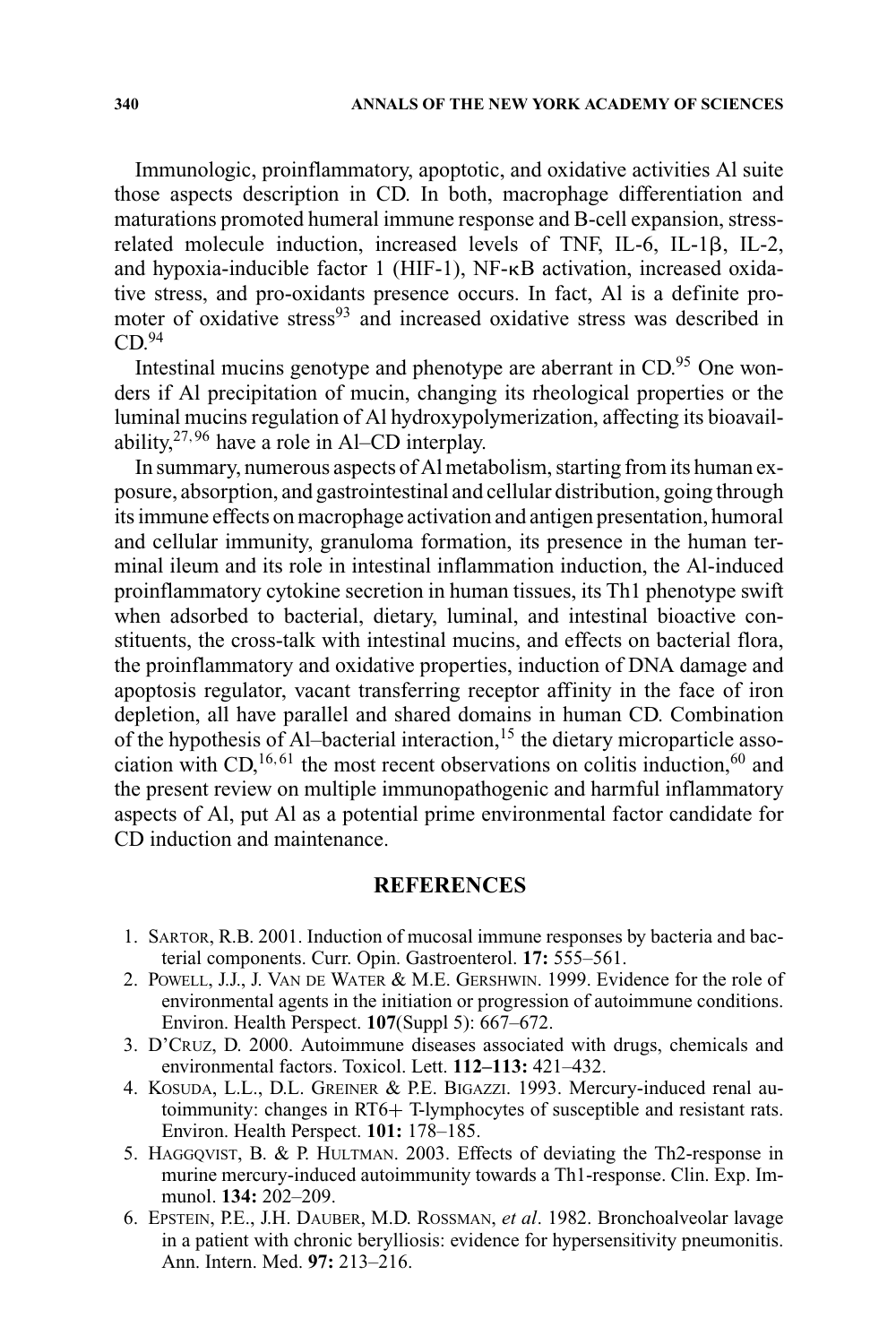Immunologic, proinflammatory, apoptotic, and oxidative activities Al suite those aspects description in CD. In both, macrophage differentiation and maturations promoted humeral immune response and B-cell expansion, stress-related molecule induction, increased levels of TNF, IL-6, IL-1β, IL-2, and hypoxia-inducible factor 1 (HIF-1), NF-κB activation, increased oxidative stress, and pro-oxidants presence occurs. In fact, Al is a definite promoter of oxidative stress[93] and increased oxidative stress was described in CD.[94]

Intestinal mucins genotype and phenotype are aberrant in CD.[95] One wonders if Al precipitation of mucin, changing its rheological properties or the luminal mucins regulation of Al hydroxypolymerization, affecting its bioavailability,[27,96] have a role in Al–CD interplay.

In summary, numerous aspects of Al metabolism, starting from its human exposure, absorption, and gastrointestinal and cellular distribution, going through its immune effects on macrophage activation and antigen presentation, humoral and cellular immunity, granuloma formation, its presence in the human terminal ileum and its role in intestinal inflammation induction, the Al-induced proinflammatory cytokine secretion in human tissues, its Th1 phenotype swift when adsorbed to bacterial, dietary, luminal, and intestinal bioactive constituents, the cross-talk with intestinal mucins, and effects on bacterial flora, the proinflammatory and oxidative properties, induction of DNA damage and apoptosis regulator, vacant transferring receptor affinity in the face of iron depletion, all have parallel and shared domains in human CD. Combination of the hypothesis of Al–bacterial interaction,[15] the dietary microparticle association with CD,[16,61] the most recent observations on colitis induction,[60] and the present review on multiple immunopathogenic and harmful inflammatory aspects of Al, put Al as a potential prime environmental factor candidate for CD induction and maintenance.

## REFERENCES

1. Sartor, R.B. 2001. Induction of mucosal immune responses by bacteria and bacterial components. Curr. Opin. Gastroenterol. **17:** 555–561.
2. Powell, J.J., J. Van de Water & M.E. Gershwin. 1999. Evidence for the role of environmental agents in the initiation or progression of autoimmune conditions. Environ. Health Perspect. **107**(Suppl 5): 667–672.
3. D'Cruz, D. 2000. Autoimmune diseases associated with drugs, chemicals and environmental factors. Toxicol. Lett. **112–113:** 421–432.
4. Kosuda, L.L., D.L. Greiner & P.E. Bigazzi. 1993. Mercury-induced renal autoimmunity: changes in RT6+ T-lymphocytes of susceptible and resistant rats. Environ. Health Perspect. **101:** 178–185.
5. Haggqvist, B. & P. Hultman. 2003. Effects of deviating the Th2-response in murine mercury-induced autoimmunity towards a Th1-response. Clin. Exp. Immunol. **134:** 202–209.
6. Epstein, P.E., J.H. Dauber, M.D. Rossman, *et al*. 1982. Bronchoalveolar lavage in a patient with chronic berylliosis: evidence for hypersensitivity pneumonitis. Ann. Intern. Med. **97:** 213–216.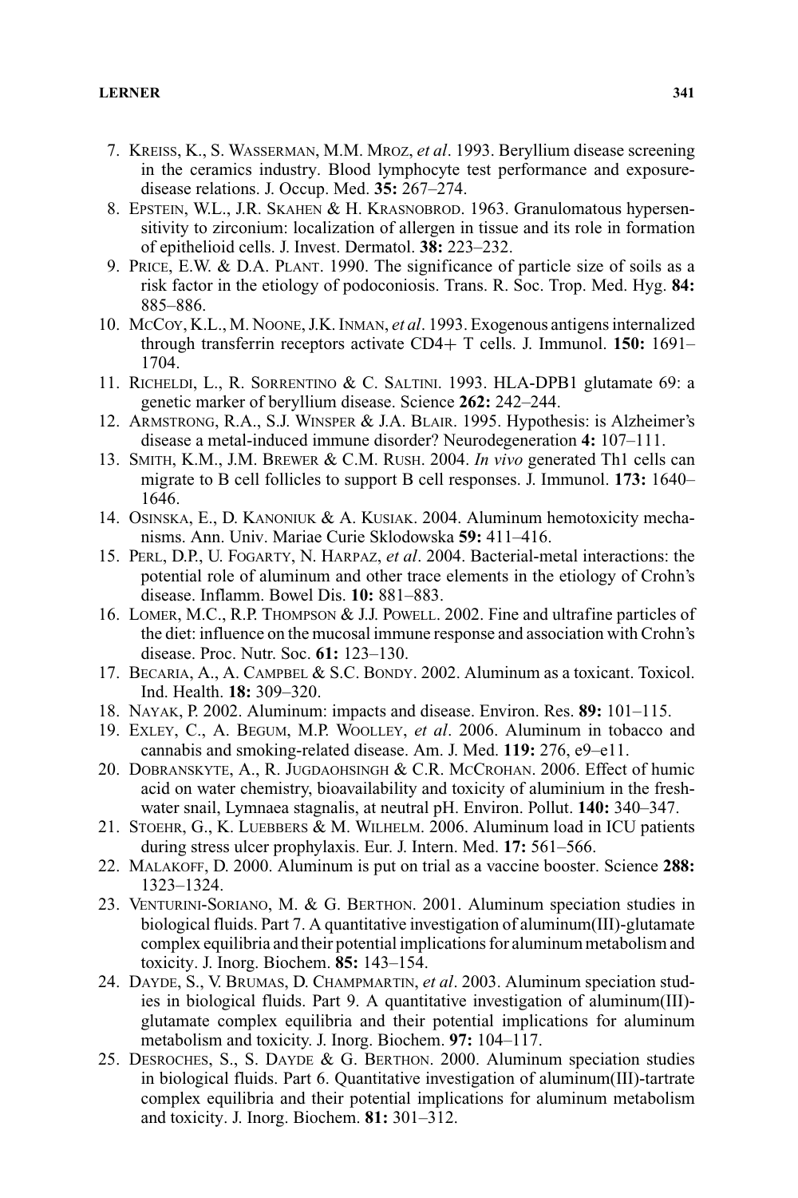7. Kreiss, K., S. Wasserman, M.M. Mroz, *et al*. 1993. Beryllium disease screening in the ceramics industry. Blood lymphocyte test performance and exposure-disease relations. J. Occup. Med. **35:** 267–274.
8. Epstein, W.L., J.R. Skahen & H. Krasnobrod. 1963. Granulomatous hypersensitivity to zirconium: localization of allergen in tissue and its role in formation of epithelioid cells. J. Invest. Dermatol. **38:** 223–232.
9. Price, E.W. & D.A. Plant. 1990. The significance of particle size of soils as a risk factor in the etiology of podoconiosis. Trans. R. Soc. Trop. Med. Hyg. **84:** 885–886.
10. McCoy, K.L., M. Noone, J.K. Inman, *et al*. 1993. Exogenous antigens internalized through transferrin receptors activate CD4+ T cells. J. Immunol. **150:** 1691–1704.
11. Richeldi, L., R. Sorrentino & C. Saltini. 1993. HLA-DPB1 glutamate 69: a genetic marker of beryllium disease. Science **262:** 242–244.
12. Armstrong, R.A., S.J. Winsper & J.A. Blair. 1995. Hypothesis: is Alzheimer's disease a metal-induced immune disorder? Neurodegeneration **4:** 107–111.
13. Smith, K.M., J.M. Brewer & C.M. Rush. 2004. *In vivo* generated Th1 cells can migrate to B cell follicles to support B cell responses. J. Immunol. **173:** 1640–1646.
14. Osinska, E., D. Kanoniuk & A. Kusiak. 2004. Aluminum hemotoxicity mechanisms. Ann. Univ. Mariae Curie Sklodowska **59:** 411–416.
15. Perl, D.P., U. Fogarty, N. Harpaz, *et al*. 2004. Bacterial-metal interactions: the potential role of aluminum and other trace elements in the etiology of Crohn's disease. Inflamm. Bowel Dis. **10:** 881–883.
16. Lomer, M.C., R.P. Thompson & J.J. Powell. 2002. Fine and ultrafine particles of the diet: influence on the mucosal immune response and association with Crohn's disease. Proc. Nutr. Soc. **61:** 123–130.
17. Becaria, A., A. Campbel & S.C. Bondy. 2002. Aluminum as a toxicant. Toxicol. Ind. Health. **18:** 309–320.
18. Nayak, P. 2002. Aluminum: impacts and disease. Environ. Res. **89:** 101–115.
19. Exley, C., A. Begum, M.P. Woolley, *et al*. 2006. Aluminum in tobacco and cannabis and smoking-related disease. Am. J. Med. **119:** 276, e9–e11.
20. Dobranskyte, A., R. Jugdaohsingh & C.R. McCrohan. 2006. Effect of humic acid on water chemistry, bioavailability and toxicity of aluminium in the freshwater snail, Lymnaea stagnalis, at neutral pH. Environ. Pollut. **140:** 340–347.
21. Stoehr, G., K. Luebbers & M. Wilhelm. 2006. Aluminum load in ICU patients during stress ulcer prophylaxis. Eur. J. Intern. Med. **17:** 561–566.
22. Malakoff, D. 2000. Aluminum is put on trial as a vaccine booster. Science **288:** 1323–1324.
23. Venturini-Soriano, M. & G. Berthon. 2001. Aluminum speciation studies in biological fluids. Part 7. A quantitative investigation of aluminum(III)-glutamate complex equilibria and their potential implications for aluminum metabolism and toxicity. J. Inorg. Biochem. **85:** 143–154.
24. Dayde, S., V. Brumas, D. Champmartin, *et al*. 2003. Aluminum speciation studies in biological fluids. Part 9. A quantitative investigation of aluminum(III)-glutamate complex equilibria and their potential implications for aluminum metabolism and toxicity. J. Inorg. Biochem. **97:** 104–117.
25. Desroches, S., S. Dayde & G. Berthon. 2000. Aluminum speciation studies in biological fluids. Part 6. Quantitative investigation of aluminum(III)-tartrate complex equilibria and their potential implications for aluminum metabolism and toxicity. J. Inorg. Biochem. **81:** 301–312.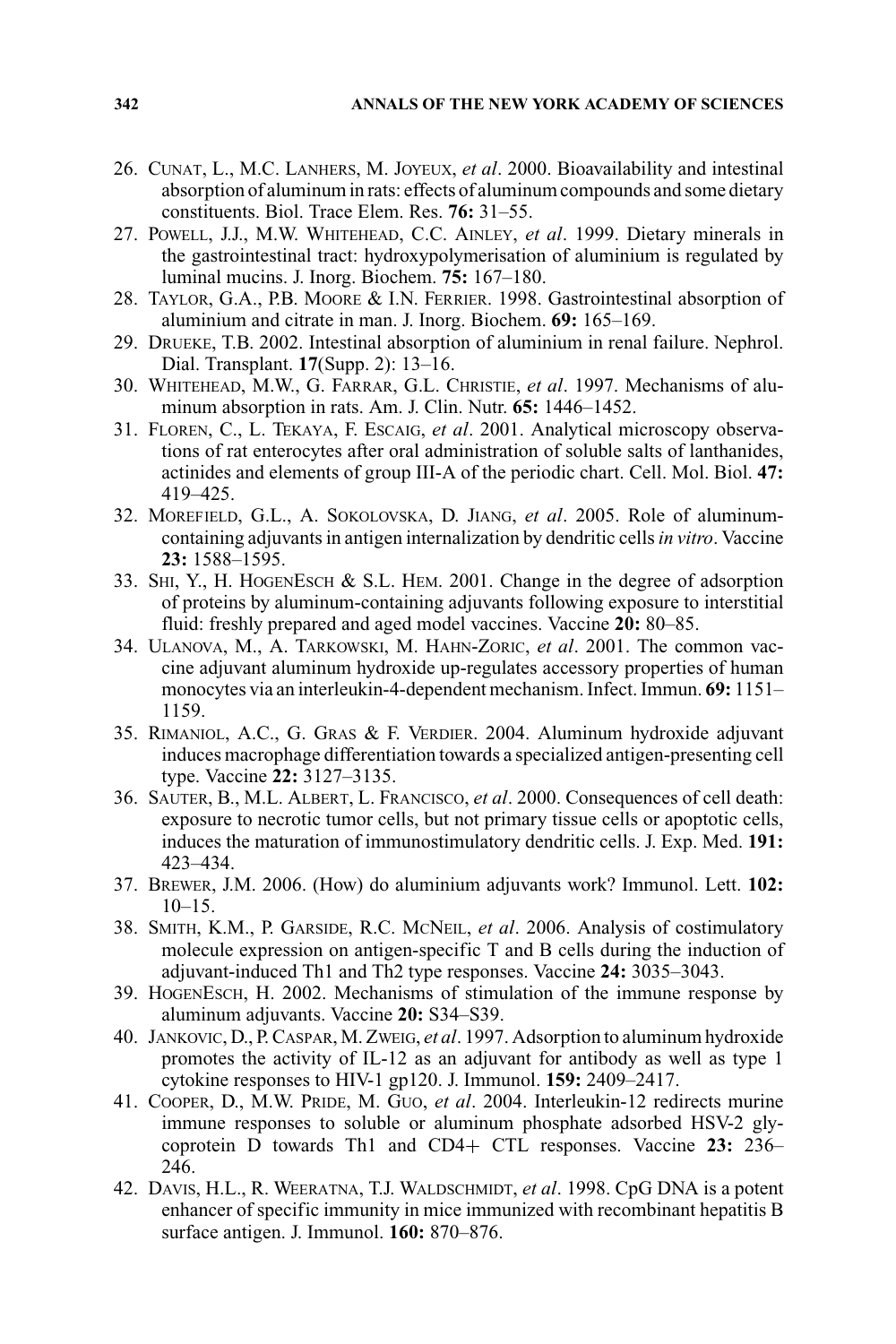26. Cunat, L., M.C. Lanhers, M. Joyeux, *et al*. 2000. Bioavailability and intestinal absorption of aluminum in rats: effects of aluminum compounds and some dietary constituents. Biol. Trace Elem. Res. **76:** 31–55.
27. Powell, J.J., M.W. Whitehead, C.C. Ainley, *et al*. 1999. Dietary minerals in the gastrointestinal tract: hydroxypolymerisation of aluminium is regulated by luminal mucins. J. Inorg. Biochem. **75:** 167–180.
28. Taylor, G.A., P.B. Moore & I.N. Ferrier. 1998. Gastrointestinal absorption of aluminium and citrate in man. J. Inorg. Biochem. **69:** 165–169.
29. Drueke, T.B. 2002. Intestinal absorption of aluminium in renal failure. Nephrol. Dial. Transplant. **17**(Supp. 2): 13–16.
30. Whitehead, M.W., G. Farrar, G.L. Christie, *et al*. 1997. Mechanisms of aluminum absorption in rats. Am. J. Clin. Nutr. **65:** 1446–1452.
31. Floren, C., L. Tekaya, F. Escaig, *et al*. 2001. Analytical microscopy observations of rat enterocytes after oral administration of soluble salts of lanthanides, actinides and elements of group III-A of the periodic chart. Cell. Mol. Biol. **47:** 419–425.
32. Morefield, G.L., A. Sokolovska, D. Jiang, *et al*. 2005. Role of aluminum-containing adjuvants in antigen internalization by dendritic cells *in vitro*. Vaccine **23:** 1588–1595.
33. Shi, Y., H. HogenEsch & S.L. Hem. 2001. Change in the degree of adsorption of proteins by aluminum-containing adjuvants following exposure to interstitial fluid: freshly prepared and aged model vaccines. Vaccine **20:** 80–85.
34. Ulanova, M., A. Tarkowski, M. Hahn-Zoric, *et al*. 2001. The common vaccine adjuvant aluminum hydroxide up-regulates accessory properties of human monocytes via an interleukin-4-dependent mechanism. Infect. Immun. **69:** 1151–1159.
35. Rimaniol, A.C., G. Gras & F. Verdier. 2004. Aluminum hydroxide adjuvant induces macrophage differentiation towards a specialized antigen-presenting cell type. Vaccine **22:** 3127–3135.
36. Sauter, B., M.L. Albert, L. Francisco, *et al*. 2000. Consequences of cell death: exposure to necrotic tumor cells, but not primary tissue cells or apoptotic cells, induces the maturation of immunostimulatory dendritic cells. J. Exp. Med. **191:** 423–434.
37. Brewer, J.M. 2006. (How) do aluminium adjuvants work? Immunol. Lett. **102:** 10–15.
38. Smith, K.M., P. Garside, R.C. McNeil, *et al*. 2006. Analysis of costimulatory molecule expression on antigen-specific T and B cells during the induction of adjuvant-induced Th1 and Th2 type responses. Vaccine **24:** 3035–3043.
39. HogenEsch, H. 2002. Mechanisms of stimulation of the immune response by aluminum adjuvants. Vaccine **20:** S34–S39.
40. Jankovic, D., P. Caspar, M. Zweig, *et al*. 1997. Adsorption to aluminum hydroxide promotes the activity of IL-12 as an adjuvant for antibody as well as type 1 cytokine responses to HIV-1 gp120. J. Immunol. **159:** 2409–2417.
41. Cooper, D., M.W. Pride, M. Guo, *et al*. 2004. Interleukin-12 redirects murine immune responses to soluble or aluminum phosphate adsorbed HSV-2 glycoprotein D towards Th1 and CD4+ CTL responses. Vaccine **23:** 236–246.
42. Davis, H.L., R. Weeratna, T.J. Waldschmidt, *et al*. 1998. CpG DNA is a potent enhancer of specific immunity in mice immunized with recombinant hepatitis B surface antigen. J. Immunol. **160:** 870–876.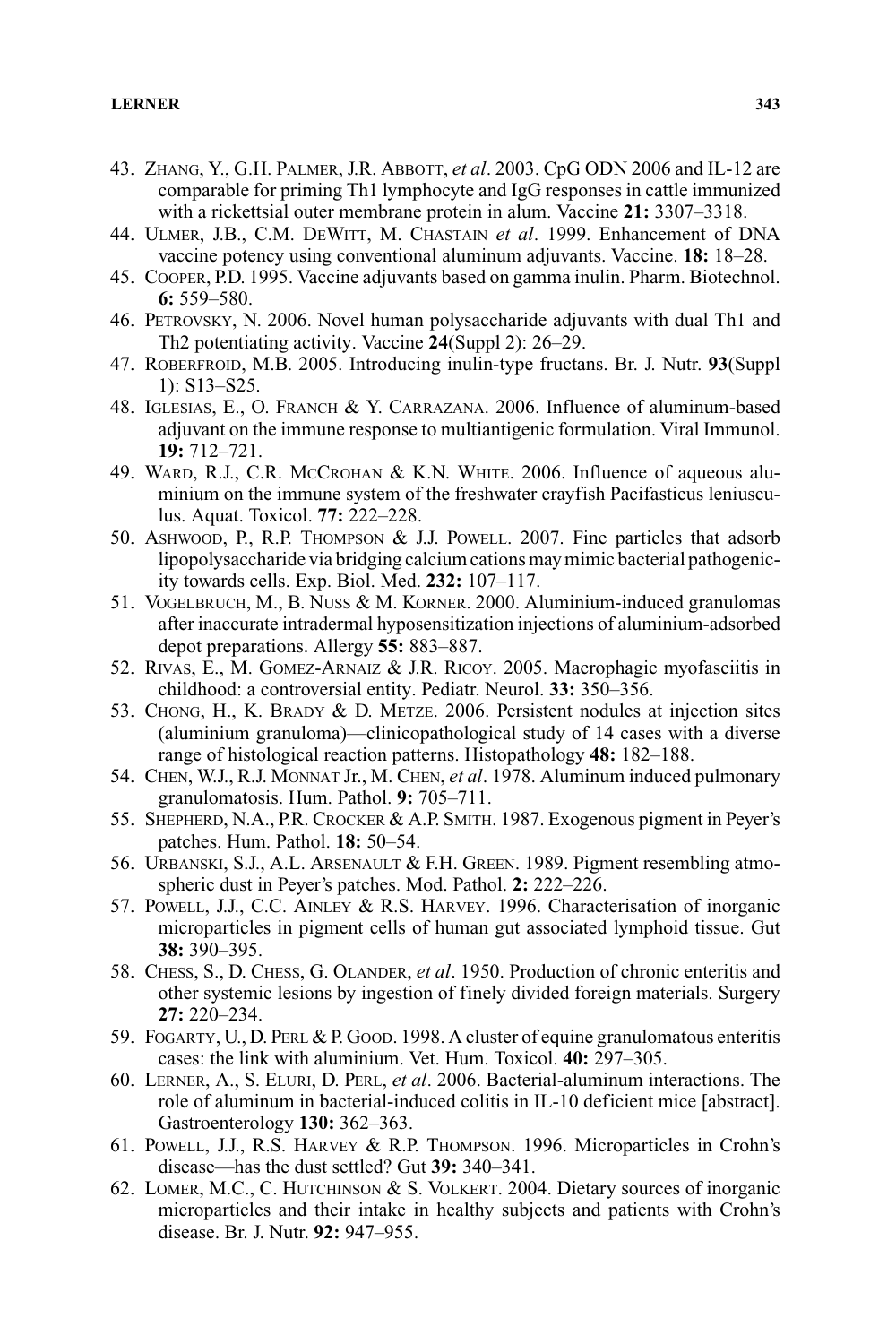43. Zhang, Y., G.H. Palmer, J.R. Abbott, *et al*. 2003. CpG ODN 2006 and IL-12 are comparable for priming Th1 lymphocyte and IgG responses in cattle immunized with a rickettsial outer membrane protein in alum. Vaccine **21:** 3307–3318.
44. Ulmer, J.B., C.M. DeWitt, M. Chastain *et al*. 1999. Enhancement of DNA vaccine potency using conventional aluminum adjuvants. Vaccine. **18:** 18–28.
45. Cooper, P.D. 1995. Vaccine adjuvants based on gamma inulin. Pharm. Biotechnol. **6:** 559–580.
46. Petrovsky, N. 2006. Novel human polysaccharide adjuvants with dual Th1 and Th2 potentiating activity. Vaccine **24**(Suppl 2): 26–29.
47. Roberfroid, M.B. 2005. Introducing inulin-type fructans. Br. J. Nutr. **93**(Suppl 1): S13–S25.
48. Iglesias, E., O. Franch & Y. Carrazana. 2006. Influence of aluminum-based adjuvant on the immune response to multiantigenic formulation. Viral Immunol. **19:** 712–721.
49. Ward, R.J., C.R. McCrohan & K.N. White. 2006. Influence of aqueous aluminium on the immune system of the freshwater crayfish Pacifasticus leniusculus. Aquat. Toxicol. **77:** 222–228.
50. Ashwood, P., R.P. Thompson & J.J. Powell. 2007. Fine particles that adsorb lipopolysaccharide via bridging calcium cations may mimic bacterial pathogenicity towards cells. Exp. Biol. Med. **232:** 107–117.
51. Vogelbruch, M., B. Nuss & M. Korner. 2000. Aluminium-induced granulomas after inaccurate intradermal hyposensitization injections of aluminium-adsorbed depot preparations. Allergy **55:** 883–887.
52. Rivas, E., M. Gomez-Arnaiz & J.R. Ricoy. 2005. Macrophagic myofasciitis in childhood: a controversial entity. Pediatr. Neurol. **33:** 350–356.
53. Chong, H., K. Brady & D. Metze. 2006. Persistent nodules at injection sites (aluminium granuloma)—clinicopathological study of 14 cases with a diverse range of histological reaction patterns. Histopathology **48:** 182–188.
54. Chen, W.J., R.J. Monnat Jr., M. Chen, *et al*. 1978. Aluminum induced pulmonary granulomatosis. Hum. Pathol. **9:** 705–711.
55. Shepherd, N.A., P.R. Crocker & A.P. Smith. 1987. Exogenous pigment in Peyer's patches. Hum. Pathol. **18:** 50–54.
56. Urbanski, S.J., A.L. Arsenault & F.H. Green. 1989. Pigment resembling atmospheric dust in Peyer's patches. Mod. Pathol. **2:** 222–226.
57. Powell, J.J., C.C. Ainley & R.S. Harvey. 1996. Characterisation of inorganic microparticles in pigment cells of human gut associated lymphoid tissue. Gut **38:** 390–395.
58. Chess, S., D. Chess, G. Olander, *et al*. 1950. Production of chronic enteritis and other systemic lesions by ingestion of finely divided foreign materials. Surgery **27:** 220–234.
59. Fogarty, U., D. Perl & P. Good. 1998. A cluster of equine granulomatous enteritis cases: the link with aluminium. Vet. Hum. Toxicol. **40:** 297–305.
60. Lerner, A., S. Eluri, D. Perl, *et al*. 2006. Bacterial-aluminum interactions. The role of aluminum in bacterial-induced colitis in IL-10 deficient mice [abstract]. Gastroenterology **130:** 362–363.
61. Powell, J.J., R.S. Harvey & R.P. Thompson. 1996. Microparticles in Crohn's disease—has the dust settled? Gut **39:** 340–341.
62. Lomer, M.C., C. Hutchinson & S. Volkert. 2004. Dietary sources of inorganic microparticles and their intake in healthy subjects and patients with Crohn's disease. Br. J. Nutr. **92:** 947–955.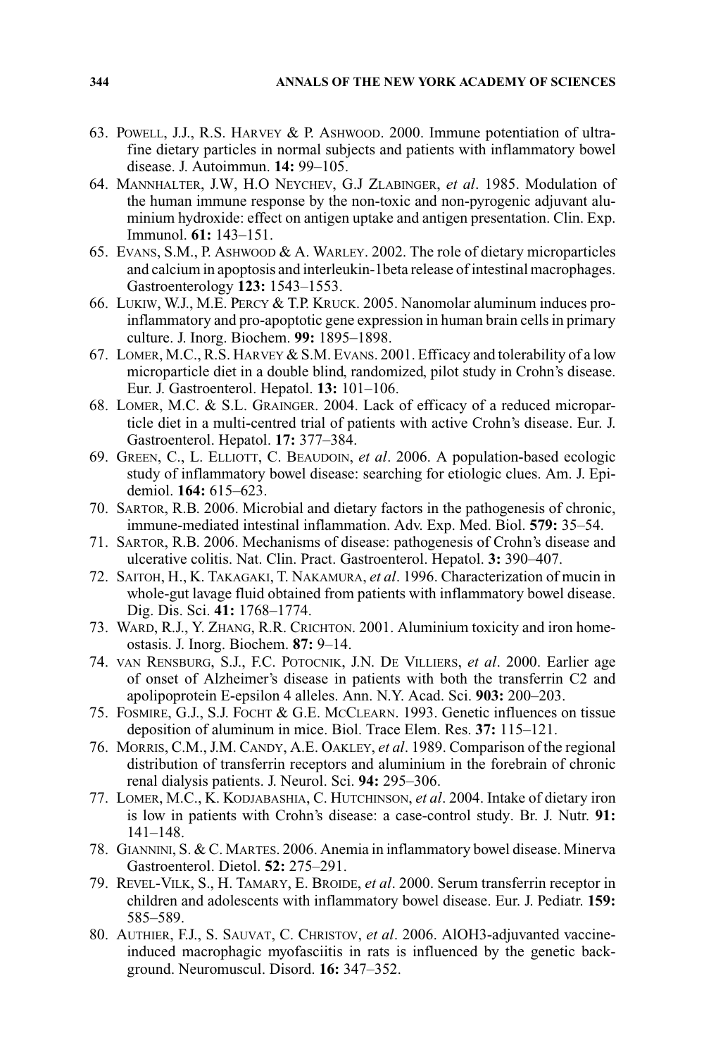63. Powell, J.J., R.S. Harvey & P. Ashwood. 2000. Immune potentiation of ultrafine dietary particles in normal subjects and patients with inflammatory bowel disease. J. Autoimmun. **14:** 99–105.
64. Mannhalter, J.W, H.O Neychev, G.J Zlabinger, *et al*. 1985. Modulation of the human immune response by the non-toxic and non-pyrogenic adjuvant aluminium hydroxide: effect on antigen uptake and antigen presentation. Clin. Exp. Immunol. **61:** 143–151.
65. Evans, S.M., P. Ashwood & A. Warley. 2002. The role of dietary microparticles and calcium in apoptosis and interleukin-1beta release of intestinal macrophages. Gastroenterology **123:** 1543–1553.
66. Lukiw, W.J., M.E. Percy & T.P. Kruck. 2005. Nanomolar aluminum induces pro-inflammatory and pro-apoptotic gene expression in human brain cells in primary culture. J. Inorg. Biochem. **99:** 1895–1898.
67. Lomer, M.C., R.S. Harvey & S.M. Evans. 2001. Efficacy and tolerability of a low microparticle diet in a double blind, randomized, pilot study in Crohn's disease. Eur. J. Gastroenterol. Hepatol. **13:** 101–106.
68. Lomer, M.C. & S.L. Grainger. 2004. Lack of efficacy of a reduced microparticle diet in a multi-centred trial of patients with active Crohn's disease. Eur. J. Gastroenterol. Hepatol. **17:** 377–384.
69. Green, C., L. Elliott, C. Beaudoin, *et al*. 2006. A population-based ecologic study of inflammatory bowel disease: searching for etiologic clues. Am. J. Epidemiol. **164:** 615–623.
70. Sartor, R.B. 2006. Microbial and dietary factors in the pathogenesis of chronic, immune-mediated intestinal inflammation. Adv. Exp. Med. Biol. **579:** 35–54.
71. Sartor, R.B. 2006. Mechanisms of disease: pathogenesis of Crohn's disease and ulcerative colitis. Nat. Clin. Pract. Gastroenterol. Hepatol. **3:** 390–407.
72. Saitoh, H., K. Takagaki, T. Nakamura, *et al*. 1996. Characterization of mucin in whole-gut lavage fluid obtained from patients with inflammatory bowel disease. Dig. Dis. Sci. **41:** 1768–1774.
73. Ward, R.J., Y. Zhang, R.R. Crichton. 2001. Aluminium toxicity and iron homeostasis. J. Inorg. Biochem. **87:** 9–14.
74. van Rensburg, S.J., F.C. Potocnik, J.N. De Villiers, *et al*. 2000. Earlier age of onset of Alzheimer's disease in patients with both the transferrin C2 and apolipoprotein E-epsilon 4 alleles. Ann. N.Y. Acad. Sci. **903:** 200–203.
75. Fosmire, G.J., S.J. Focht & G.E. McClearn. 1993. Genetic influences on tissue deposition of aluminum in mice. Biol. Trace Elem. Res. **37:** 115–121.
76. Morris, C.M., J.M. Candy, A.E. Oakley, *et al*. 1989. Comparison of the regional distribution of transferrin receptors and aluminium in the forebrain of chronic renal dialysis patients. J. Neurol. Sci. **94:** 295–306.
77. Lomer, M.C., K. Kodjabashia, C. Hutchinson, *et al*. 2004. Intake of dietary iron is low in patients with Crohn's disease: a case-control study. Br. J. Nutr. **91:** 141–148.
78. Giannini, S. & C. Martes. 2006. Anemia in inflammatory bowel disease. Minerva Gastroenterol. Dietol. **52:** 275–291.
79. Revel-Vilk, S., H. Tamary, E. Broide, *et al*. 2000. Serum transferrin receptor in children and adolescents with inflammatory bowel disease. Eur. J. Pediatr. **159:** 585–589.
80. Authier, F.J., S. Sauvat, C. Christov, *et al*. 2006. AlOH3-adjuvanted vaccine-induced macrophagic myofasciitis in rats is influenced by the genetic background. Neuromuscul. Disord. **16:** 347–352.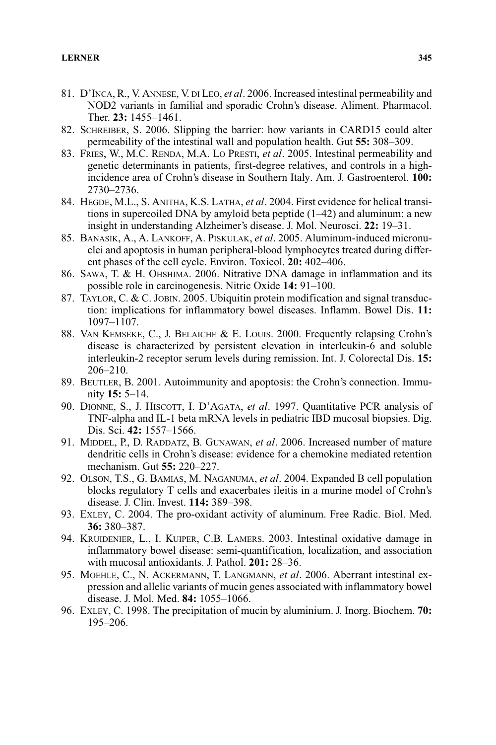81. D'Inca, R., V. Annese, V. di Leo, *et al*. 2006. Increased intestinal permeability and NOD2 variants in familial and sporadic Crohn's disease. Aliment. Pharmacol. Ther. **23:** 1455–1461.
82. Schreiber, S. 2006. Slipping the barrier: how variants in CARD15 could alter permeability of the intestinal wall and population health. Gut **55:** 308–309.
83. Fries, W., M.C. Renda, M.A. Lo Presti, *et al*. 2005. Intestinal permeability and genetic determinants in patients, first-degree relatives, and controls in a high-incidence area of Crohn's disease in Southern Italy. Am. J. Gastroenterol. **100:** 2730–2736.
84. Hegde, M.L., S. Anitha, K.S. Latha, *et al*. 2004. First evidence for helical transitions in supercoiled DNA by amyloid beta peptide (1–42) and aluminum: a new insight in understanding Alzheimer's disease. J. Mol. Neurosci. **22:** 19–31.
85. Banasik, A., A. Lankoff, A. Piskulak, *et al*. 2005. Aluminum-induced micronuclei and apoptosis in human peripheral-blood lymphocytes treated during different phases of the cell cycle. Environ. Toxicol. **20:** 402–406.
86. Sawa, T. & H. Ohshima. 2006. Nitrative DNA damage in inflammation and its possible role in carcinogenesis. Nitric Oxide **14:** 91–100.
87. Taylor, C. & C. Jobin. 2005. Ubiquitin protein modification and signal transduction: implications for inflammatory bowel diseases. Inflamm. Bowel Dis. **11:** 1097–1107.
88. Van Kemseke, C., J. Belaiche & E. Louis. 2000. Frequently relapsing Crohn's disease is characterized by persistent elevation in interleukin-6 and soluble interleukin-2 receptor serum levels during remission. Int. J. Colorectal Dis. **15:** 206–210.
89. Beutler, B. 2001. Autoimmunity and apoptosis: the Crohn's connection. Immunity **15:** 5–14.
90. Dionne, S., J. Hiscott, I. D'Agata, *et al*. 1997. Quantitative PCR analysis of TNF-alpha and IL-1 beta mRNA levels in pediatric IBD mucosal biopsies. Dig. Dis. Sci. **42:** 1557–1566.
91. Middel, P., D. Raddatz, B. Gunawan, *et al*. 2006. Increased number of mature dendritic cells in Crohn's disease: evidence for a chemokine mediated retention mechanism. Gut **55:** 220–227.
92. Olson, T.S., G. Bamias, M. Naganuma, *et al*. 2004. Expanded B cell population blocks regulatory T cells and exacerbates ileitis in a murine model of Crohn's disease. J. Clin. Invest. **114:** 389–398.
93. Exley, C. 2004. The pro-oxidant activity of aluminum. Free Radic. Biol. Med. **36:** 380–387.
94. Kruidenier, L., I. Kuiper, C.B. Lamers. 2003. Intestinal oxidative damage in inflammatory bowel disease: semi-quantification, localization, and association with mucosal antioxidants. J. Pathol. **201:** 28–36.
95. Moehle, C., N. Ackermann, T. Langmann, *et al*. 2006. Aberrant intestinal expression and allelic variants of mucin genes associated with inflammatory bowel disease. J. Mol. Med. **84:** 1055–1066.
96. Exley, C. 1998. The precipitation of mucin by aluminium. J. Inorg. Biochem. **70:** 195–206.